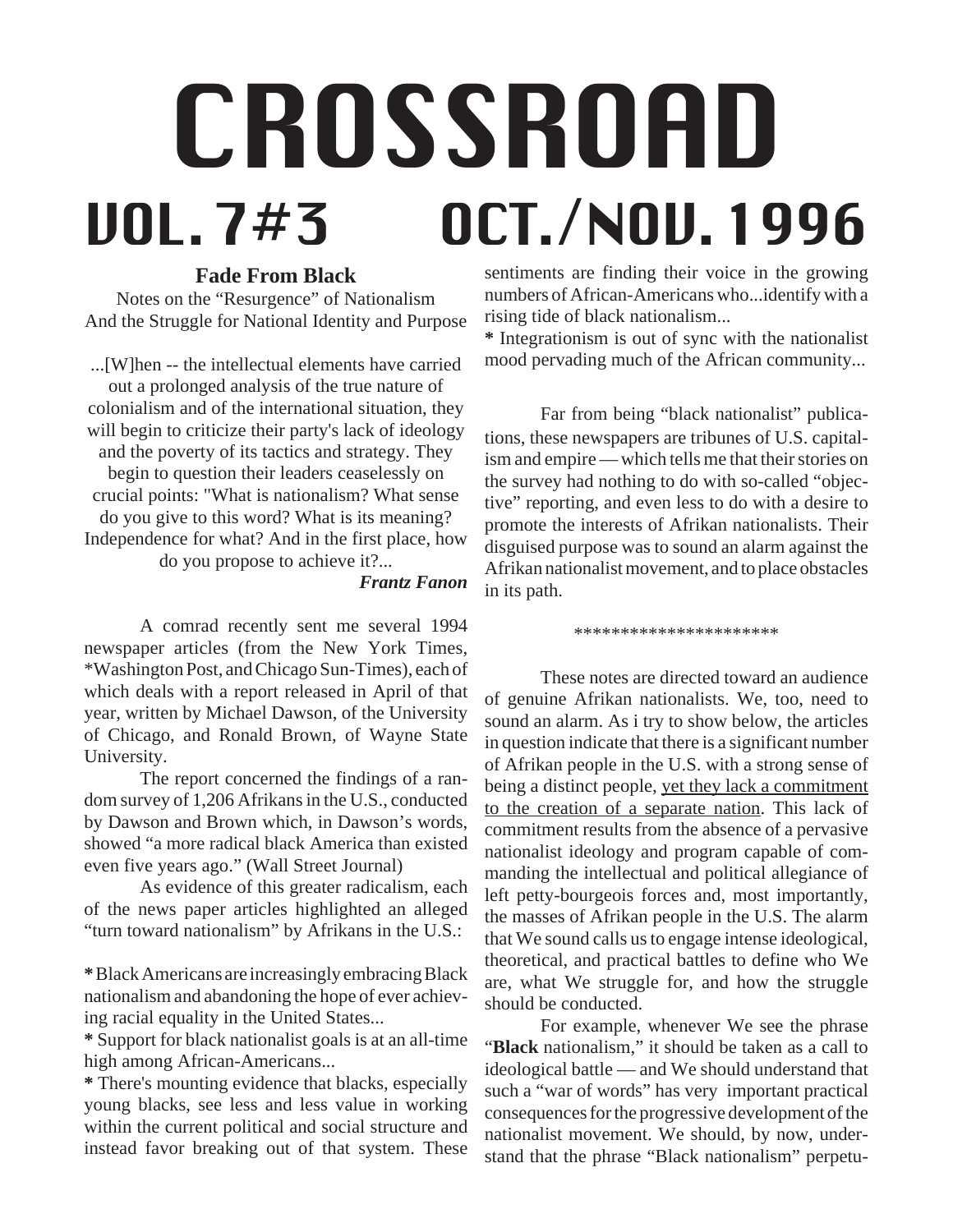# CROSSROAD

## VOL. 7 #3 OCT./NOV. 1996

### Fade From Black

Notes on the "Resurgence" of Nationalism
And the Struggle for National Identity and Purpose

> ...[W]hen -- the intellectual elements have carried out a prolonged analysis of the true nature of colonialism and of the international situation, they will begin to criticize their party's lack of ideology and the poverty of its tactics and strategy. They begin to question their leaders ceaselessly on crucial points: "What is nationalism? What sense do you give to this word? What is its meaning? Independence for what? And in the first place, how do you propose to achieve it?...
>
> ***Frantz Fanon***

A comrad recently sent me several 1994 newspaper articles (from the New York Times, *Washington Post, and Chicago Sun-Times), each of which deals with a report released in April of that year, written by Michael Dawson, of the University of Chicago, and Ronald Brown, of Wayne State University.

The report concerned the findings of a random survey of 1,206 Afrikans in the U.S., conducted by Dawson and Brown which, in Dawson's words, showed "a more radical black America than existed even five years ago." (Wall Street Journal)

As evidence of this greater radicalism, each of the news paper articles highlighted an alleged "turn toward nationalism" by Afrikans in the U.S.:

**\*** Black Americans are increasingly embracing Black nationalism and abandoning the hope of ever achieving racial equality in the United States...

**\*** Support for black nationalist goals is at an all-time high among African-Americans...

**\*** There's mounting evidence that blacks, especially young blacks, see less and less value in working within the current political and social structure and instead favor breaking out of that system. These sentiments are finding their voice in the growing numbers of African-Americans who...identify with a rising tide of black nationalism...

**\*** Integrationism is out of sync with the nationalist mood pervading much of the African community...

Far from being "black nationalist" publications, these newspapers are tribunes of U.S. capitalism and empire — which tells me that their stories on the survey had nothing to do with so-called "objective" reporting, and even less to do with a desire to promote the interests of Afrikan nationalists. Their disguised purpose was to sound an alarm against the Afrikan nationalist movement, and to place obstacles in its path.

\*\*\*\*\*\*\*\*\*\*\*\*\*\*\*\*\*\*\*\*\*\*

These notes are directed toward an audience of genuine Afrikan nationalists. We, too, need to sound an alarm. As i try to show below, the articles in question indicate that there is a significant number of Afrikan people in the U.S. with a strong sense of being a distinct people, <u>yet they lack a commitment to the creation of a separate nation</u>. This lack of commitment results from the absence of a pervasive nationalist ideology and program capable of commanding the intellectual and political allegiance of left petty-bourgeois forces and, most importantly, the masses of Afrikan people in the U.S. The alarm that We sound calls us to engage intense ideological, theoretical, and practical battles to define who We are, what We struggle for, and how the struggle should be conducted.

For example, whenever We see the phrase "**Black** nationalism," it should be taken as a call to ideological battle — and We should understand that such a "war of words" has very important practical consequences for the progressive development of the nationalist movement. We should, by now, understand that the phrase "Black nationalism" perpetu-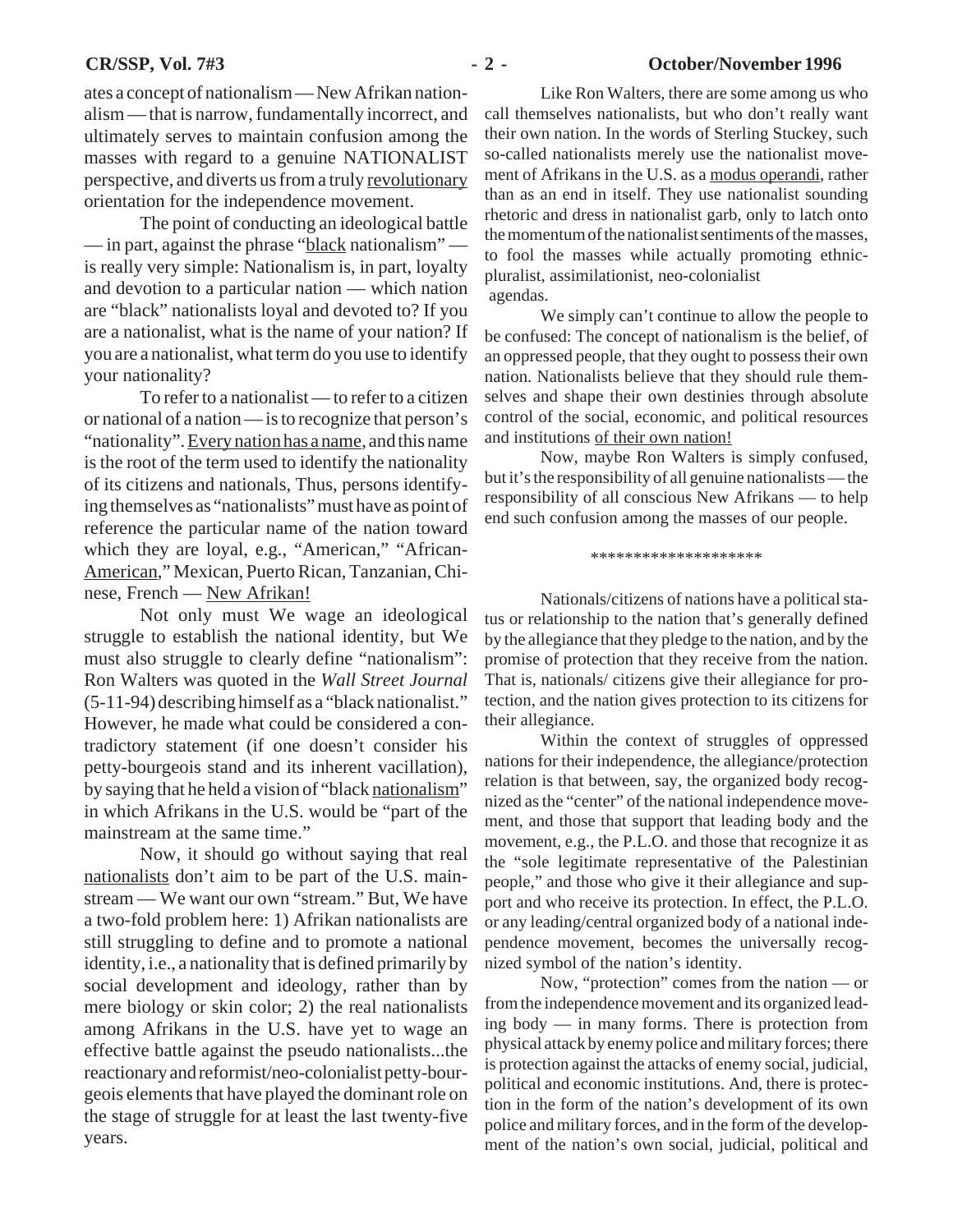ates a concept of nationalism — New Afrikan nationalism — that is narrow, fundamentally incorrect, and ultimately serves to maintain confusion among the masses with regard to a genuine NATIONALIST perspective, and diverts us from a truly revolutionary orientation for the independence movement.

The point of conducting an ideological battle — in part, against the phrase "black nationalism" — is really very simple: Nationalism is, in part, loyalty and devotion to a particular nation — which nation are "black" nationalists loyal and devoted to? If you are a nationalist, what is the name of your nation? If you are a nationalist, what term do you use to identify your nationality?

To refer to a nationalist — to refer to a citizen or national of a nation — is to recognize that person's "nationality". Every nation has a name, and this name is the root of the term used to identify the nationality of its citizens and nationals, Thus, persons identifying themselves as "nationalists" must have as point of reference the particular name of the nation toward which they are loyal, e.g., "American," "African-American," Mexican, Puerto Rican, Tanzanian, Chinese, French — New Afrikan!

Not only must We wage an ideological struggle to establish the national identity, but We must also struggle to clearly define "nationalism": Ron Walters was quoted in the *Wall Street Journal* (5-11-94) describing himself as a "black nationalist." However, he made what could be considered a contradictory statement (if one doesn't consider his petty-bourgeois stand and its inherent vacillation), by saying that he held a vision of "black nationalism" in which Afrikans in the U.S. would be "part of the mainstream at the same time."

Now, it should go without saying that real nationalists don't aim to be part of the U.S. mainstream — We want our own "stream." But, We have a two-fold problem here: 1) Afrikan nationalists are still struggling to define and to promote a national identity, i.e., a nationality that is defined primarily by social development and ideology, rather than by mere biology or skin color; 2) the real nationalists among Afrikans in the U.S. have yet to wage an effective battle against the pseudo nationalists...the reactionary and reformist/neo-colonialist petty-bourgeois elements that have played the dominant role on the stage of struggle for at least the last twenty-five years.

Like Ron Walters, there are some among us who call themselves nationalists, but who don't really want their own nation. In the words of Sterling Stuckey, such so-called nationalists merely use the nationalist movement of Afrikans in the U.S. as a modus operandi, rather than as an end in itself. They use nationalist sounding rhetoric and dress in nationalist garb, only to latch onto the momentum of the nationalist sentiments of the masses, to fool the masses while actually promoting ethnic-pluralist, assimilationist, neo-colonialist agendas.

We simply can't continue to allow the people to be confused: The concept of nationalism is the belief, of an oppressed people, that they ought to possess their own nation. Nationalists believe that they should rule themselves and shape their own destinies through absolute control of the social, economic, and political resources and institutions of their own nation!

Now, maybe Ron Walters is simply confused, but it's the responsibility of all genuine nationalists — the responsibility of all conscious New Afrikans — to help end such confusion among the masses of our people.

********************

Nationals/citizens of nations have a political status or relationship to the nation that's generally defined by the allegiance that they pledge to the nation, and by the promise of protection that they receive from the nation. That is, nationals/ citizens give their allegiance for protection, and the nation gives protection to its citizens for their allegiance.

Within the context of struggles of oppressed nations for their independence, the allegiance/protection relation is that between, say, the organized body recognized as the "center" of the national independence movement, and those that support that leading body and the movement, e.g., the P.L.O. and those that recognize it as the "sole legitimate representative of the Palestinian people," and those who give it their allegiance and support and who receive its protection. In effect, the P.L.O. or any leading/central organized body of a national independence movement, becomes the universally recognized symbol of the nation's identity.

Now, "protection" comes from the nation — or from the independence movement and its organized leading body — in many forms. There is protection from physical attack by enemy police and military forces; there is protection against the attacks of enemy social, judicial, political and economic institutions. And, there is protection in the form of the nation's development of its own police and military forces, and in the form of the development of the nation's own social, judicial, political and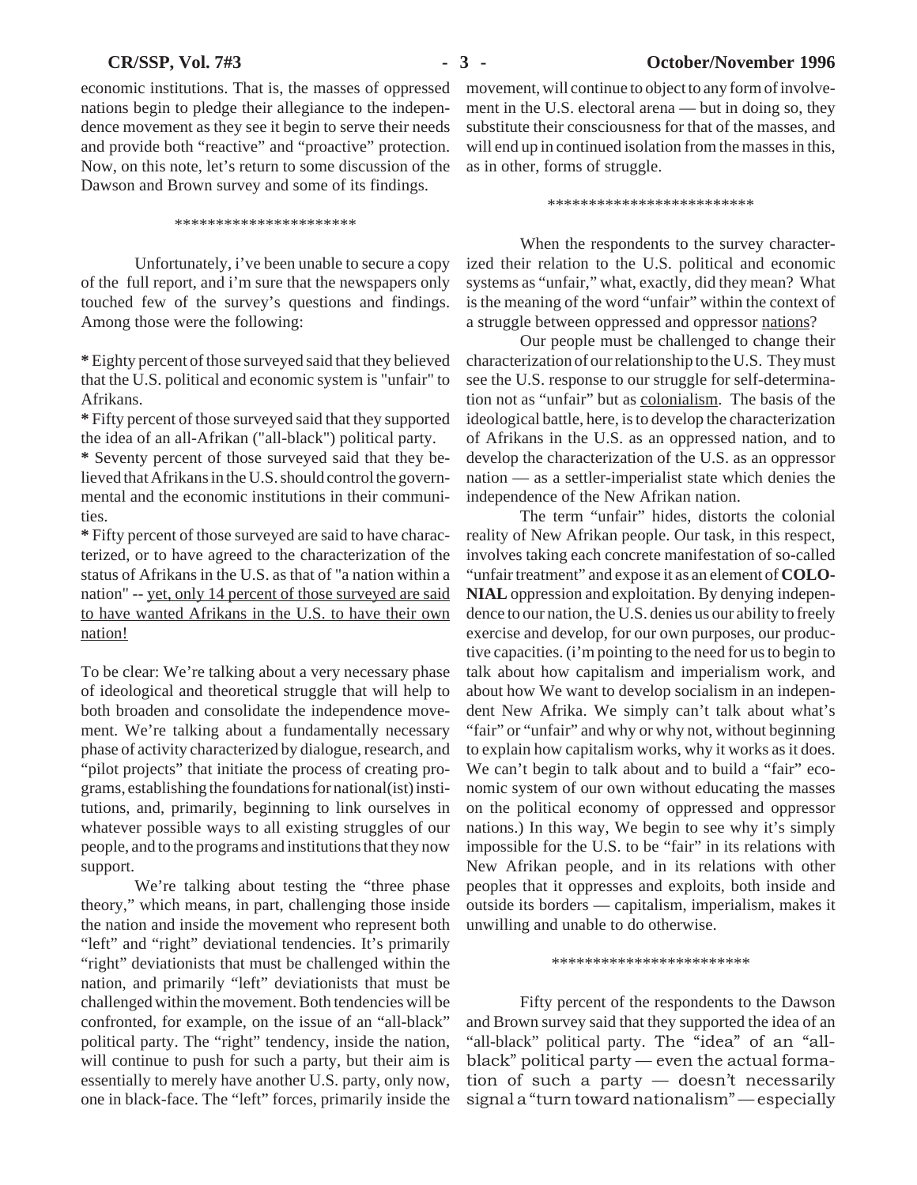economic institutions. That is, the masses of oppressed nations begin to pledge their allegiance to the independence movement as they see it begin to serve their needs and provide both "reactive" and "proactive" protection. Now, on this note, let's return to some discussion of the Dawson and Brown survey and some of its findings.

*********************

Unfortunately, i've been unable to secure a copy of the full report, and i'm sure that the newspapers only touched few of the survey's questions and findings. Among those were the following:

**\*** Eighty percent of those surveyed said that they believed that the U.S. political and economic system is "unfair" to Afrikans.

**\*** Fifty percent of those surveyed said that they supported the idea of an all-Afrikan ("all-black") political party.

**\*** Seventy percent of those surveyed said that they believed that Afrikans in the U.S. should control the governmental and the economic institutions in their communities.

**\*** Fifty percent of those surveyed are said to have characterized, or to have agreed to the characterization of the status of Afrikans in the U.S. as that of "a nation within a nation" -- <u>yet, only 14 percent of those surveyed are said to have wanted Afrikans in the U.S. to have their own nation!</u>

To be clear: We're talking about a very necessary phase of ideological and theoretical struggle that will help to both broaden and consolidate the independence movement. We're talking about a fundamentally necessary phase of activity characterized by dialogue, research, and "pilot projects" that initiate the process of creating programs, establishing the foundations for national(ist) institutions, and, primarily, beginning to link ourselves in whatever possible ways to all existing struggles of our people, and to the programs and institutions that they now support.

We're talking about testing the "three phase theory," which means, in part, challenging those inside the nation and inside the movement who represent both "left" and "right" deviational tendencies. It's primarily "right" deviationists that must be challenged within the nation, and primarily "left" deviationists that must be challenged within the movement. Both tendencies will be confronted, for example, on the issue of an "all-black" political party. The "right" tendency, inside the nation, will continue to push for such a party, but their aim is essentially to merely have another U.S. party, only now, one in black-face. The "left" forces, primarily inside the movement, will continue to object to any form of involvement in the U.S. electoral arena — but in doing so, they substitute their consciousness for that of the masses, and will end up in continued isolation from the masses in this, as in other, forms of struggle.

*************************

When the respondents to the survey characterized their relation to the U.S. political and economic systems as "unfair," what, exactly, did they mean? What is the meaning of the word "unfair" within the context of a struggle between oppressed and oppressor <u>nations</u>?

Our people must be challenged to change their characterization of our relationship to the U.S. They must see the U.S. response to our struggle for self-determination not as "unfair" but as <u>colonialism</u>. The basis of the ideological battle, here, is to develop the characterization of Afrikans in the U.S. as an oppressed nation, and to develop the characterization of the U.S. as an oppressor nation — as a settler-imperialist state which denies the independence of the New Afrikan nation.

The term "unfair" hides, distorts the colonial reality of New Afrikan people. Our task, in this respect, involves taking each concrete manifestation of so-called "unfair treatment" and expose it as an element of **COLONIAL** oppression and exploitation. By denying independence to our nation, the U.S. denies us our ability to freely exercise and develop, for our own purposes, our productive capacities. (i'm pointing to the need for us to begin to talk about how capitalism and imperialism work, and about how We want to develop socialism in an independent New Afrika. We simply can't talk about what's "fair" or "unfair" and why or why not, without beginning to explain how capitalism works, why it works as it does. We can't begin to talk about and to build a "fair" economic system of our own without educating the masses on the political economy of oppressed and oppressor nations.) In this way, We begin to see why it's simply impossible for the U.S. to be "fair" in its relations with New Afrikan people, and in its relations with other peoples that it oppresses and exploits, both inside and outside its borders — capitalism, imperialism, makes it unwilling and unable to do otherwise.

************************

Fifty percent of the respondents to the Dawson and Brown survey said that they supported the idea of an "all-black" political party. The "idea" of an "all-black" political party — even the actual formation of such a party — doesn't necessarily signal a "turn toward nationalism" — especially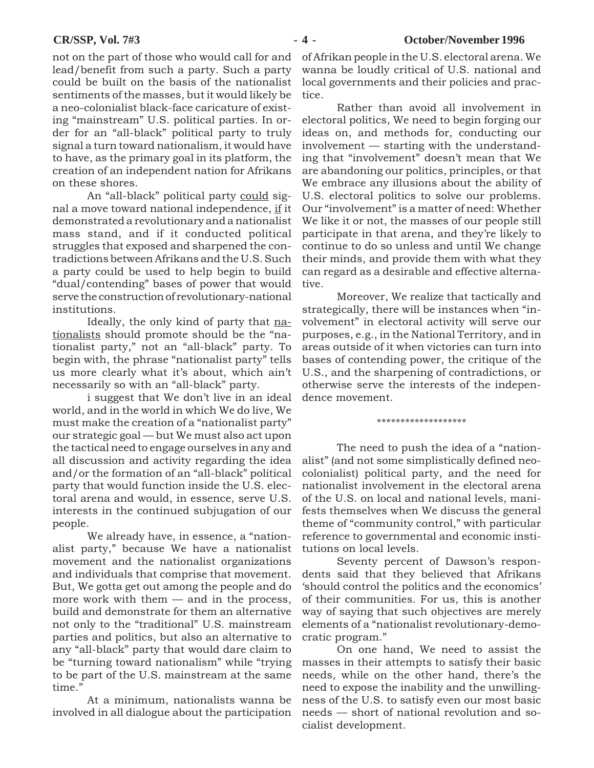not on the part of those who would call for and lead/benefit from such a party. Such a party could be built on the basis of the nationalist sentiments of the masses, but it would likely be a neo-colonialist black-face caricature of existing "mainstream" U.S. political parties. In order for an "all-black" political party to truly signal a turn toward nationalism, it would have to have, as the primary goal in its platform, the creation of an independent nation for Afrikans on these shores.

An "all-black" political party <u>could</u> signal a move toward national independence, <u>if</u> it demonstrated a revolutionary and a nationalist mass stand, and if it conducted political struggles that exposed and sharpened the contradictions between Afrikans and the U.S. Such a party could be used to help begin to build "dual/contending" bases of power that would serve the construction of revolutionary-national institutions.

Ideally, the only kind of party that <u>nationalists</u> should promote should be the "nationalist party," not an "all-black" party. To begin with, the phrase "nationalist party" tells us more clearly what it's about, which ain't necessarily so with an "all-black" party.

i suggest that We don't live in an ideal world, and in the world in which We do live, We must make the creation of a "nationalist party" our strategic goal — but We must also act upon the tactical need to engage ourselves in any and all discussion and activity regarding the idea and/or the formation of an "all-black" political party that would function inside the U.S. electoral arena and would, in essence, serve U.S. interests in the continued subjugation of our people.

We already have, in essence, a "nationalist party," because We have a nationalist movement and the nationalist organizations and individuals that comprise that movement. But, We gotta get out among the people and do more work with them — and in the process, build and demonstrate for them an alternative not only to the "traditional" U.S. mainstream parties and politics, but also an alternative to any "all-black" party that would dare claim to be "turning toward nationalism" while "trying to be part of the U.S. mainstream at the same time."

At a minimum, nationalists wanna be involved in all dialogue about the participation of Afrikan people in the U.S. electoral arena. We wanna be loudly critical of U.S. national and local governments and their policies and practice.

Rather than avoid all involvement in electoral politics, We need to begin forging our ideas on, and methods for, conducting our involvement — starting with the understanding that "involvement" doesn't mean that We are abandoning our politics, principles, or that We embrace any illusions about the ability of U.S. electoral politics to solve our problems. Our "involvement" is a matter of need: Whether We like it or not, the masses of our people still participate in that arena, and they're likely to continue to do so unless and until We change their minds, and provide them with what they can regard as a desirable and effective alternative.

Moreover, We realize that tactically and strategically, there will be instances when "involvement" in electoral activity will serve our purposes, e.g., in the National Territory, and in areas outside of it when victories can turn into bases of contending power, the critique of the U.S., and the sharpening of contradictions, or otherwise serve the interests of the independence movement.

*******************

The need to push the idea of a "nationalist" (and not some simplistically defined neo-colonialist) political party, and the need for nationalist involvement in the electoral arena of the U.S. on local and national levels, manifests themselves when We discuss the general theme of "community control," with particular reference to governmental and economic institutions on local levels.

Seventy percent of Dawson's respondents said that they believed that Afrikans 'should control the politics and the economics' of their communities. For us, this is another way of saying that such objectives are merely elements of a "nationalist revolutionary-democratic program."

On one hand, We need to assist the masses in their attempts to satisfy their basic needs, while on the other hand, there's the need to expose the inability and the unwillingness of the U.S. to satisfy even our most basic needs — short of national revolution and socialist development.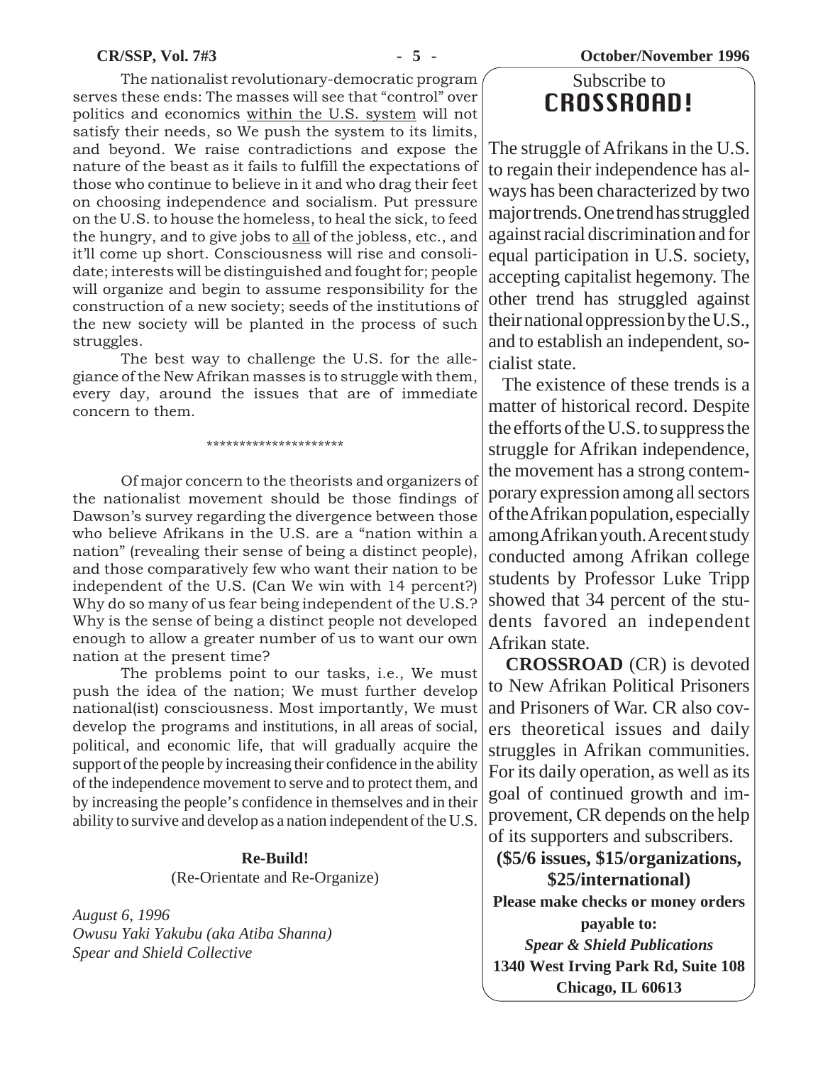The nationalist revolutionary-democratic program serves these ends: The masses will see that "control" over politics and economics <u>within the U.S. system</u> will not satisfy their needs, so We push the system to its limits, and beyond. We raise contradictions and expose the nature of the beast as it fails to fulfill the expectations of those who continue to believe in it and who drag their feet on choosing independence and socialism. Put pressure on the U.S. to house the homeless, to heal the sick, to feed the hungry, and to give jobs to <u>all</u> of the jobless, etc., and it'll come up short. Consciousness will rise and consolidate; interests will be distinguished and fought for; people will organize and begin to assume responsibility for the construction of a new society; seeds of the institutions of the new society will be planted in the process of such struggles.

The best way to challenge the U.S. for the allegiance of the New Afrikan masses is to struggle with them, every day, around the issues that are of immediate concern to them.

*********************

Of major concern to the theorists and organizers of the nationalist movement should be those findings of Dawson's survey regarding the divergence between those who believe Afrikans in the U.S. are a "nation within a nation" (revealing their sense of being a distinct people), and those comparatively few who want their nation to be independent of the U.S. (Can We win with 14 percent?) Why do so many of us fear being independent of the U.S.? Why is the sense of being a distinct people not developed enough to allow a greater number of us to want our own nation at the present time?

The problems point to our tasks, i.e., We must push the idea of the nation; We must further develop national(ist) consciousness. Most importantly, We must develop the programs and institutions, in all areas of social, political, and economic life, that will gradually acquire the support of the people by increasing their confidence in the ability of the independence movement to serve and to protect them, and by increasing the people's confidence in themselves and in their ability to survive and develop as a nation independent of the U.S.

**Re-Build!**
(Re-Orientate and Re-Organize)

*August 6, 1996*
*Owusu Yaki Yakubu (aka Atiba Shanna)*
*Spear and Shield Collective*

---

Subscribe to
## CROSSROAD!

The struggle of Afrikans in the U.S. to regain their independence has always has been characterized by two major trends. One trend has struggled against racial discrimination and for equal participation in U.S. society, accepting capitalist hegemony. The other trend has struggled against their national oppression by the U.S., and to establish an independent, socialist state.

The existence of these trends is a matter of historical record. Despite the efforts of the U.S. to suppress the struggle for Afrikan independence, the movement has a strong contemporary expression among all sectors of the Afrikan population, especially among Afrikan youth. A recent study conducted among Afrikan college students by Professor Luke Tripp showed that 34 percent of the students favored an independent Afrikan state.

**CROSSROAD** (CR) is devoted to New Afrikan Political Prisoners and Prisoners of War. CR also covers theoretical issues and daily struggles in Afrikan communities. For its daily operation, as well as its goal of continued growth and improvement, CR depends on the help of its supporters and subscribers.

**($5/6 issues, $15/organizations, $25/international)**

**Please make checks or money orders payable to:**
***Spear & Shield Publications***
**1340 West Irving Park Rd, Suite 108**
**Chicago, IL 60613**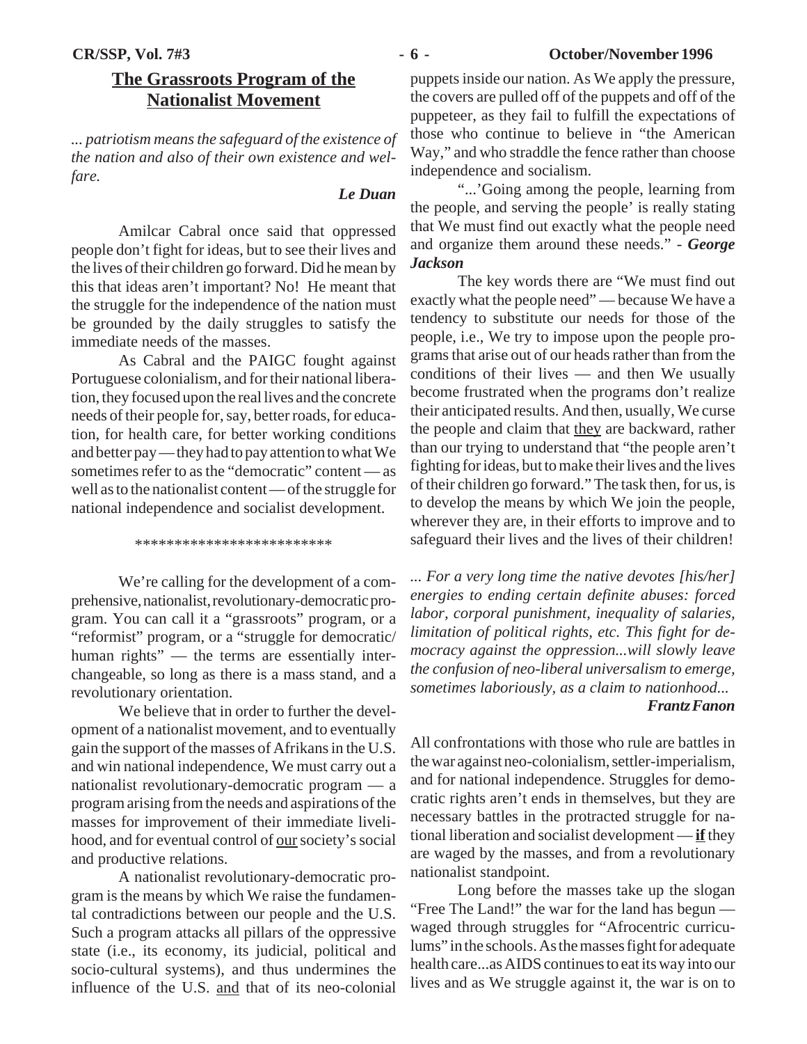## The Grassroots Program of the Nationalist Movement

*... patriotism means the safeguard of the existence of the nation and also of their own existence and welfare.*

***Le Duan***

Amilcar Cabral once said that oppressed people don't fight for ideas, but to see their lives and the lives of their children go forward. Did he mean by this that ideas aren't important? No! He meant that the struggle for the independence of the nation must be grounded by the daily struggles to satisfy the immediate needs of the masses.

As Cabral and the PAIGC fought against Portuguese colonialism, and for their national liberation, they focused upon the real lives and the concrete needs of their people for, say, better roads, for education, for health care, for better working conditions and better pay — they had to pay attention to what We sometimes refer to as the "democratic" content — as well as to the nationalist content — of the struggle for national independence and socialist development.

*************************

We're calling for the development of a comprehensive, nationalist, revolutionary-democratic program. You can call it a "grassroots" program, or a "reformist" program, or a "struggle for democratic/ human rights" — the terms are essentially interchangeable, so long as there is a mass stand, and a revolutionary orientation.

We believe that in order to further the development of a nationalist movement, and to eventually gain the support of the masses of Afrikans in the U.S. and win national independence, We must carry out a nationalist revolutionary-democratic program — a program arising from the needs and aspirations of the masses for improvement of their immediate livelihood, and for eventual control of <u>our</u> society's social and productive relations.

A nationalist revolutionary-democratic program is the means by which We raise the fundamental contradictions between our people and the U.S. Such a program attacks all pillars of the oppressive state (i.e., its economy, its judicial, political and socio-cultural systems), and thus undermines the influence of the U.S. <u>and</u> that of its neo-colonial puppets inside our nation. As We apply the pressure, the covers are pulled off of the puppets and off of the puppeteer, as they fail to fulfill the expectations of those who continue to believe in "the American Way," and who straddle the fence rather than choose independence and socialism.

"...'Going among the people, learning from the people, and serving the people' is really stating that We must find out exactly what the people need and organize them around these needs." - ***George Jackson***

The key words there are "We must find out exactly what the people need" — because We have a tendency to substitute our needs for those of the people, i.e., We try to impose upon the people programs that arise out of our heads rather than from the conditions of their lives — and then We usually become frustrated when the programs don't realize their anticipated results. And then, usually, We curse the people and claim that <u>they</u> are backward, rather than our trying to understand that "the people aren't fighting for ideas, but to make their lives and the lives of their children go forward." The task then, for us, is to develop the means by which We join the people, wherever they are, in their efforts to improve and to safeguard their lives and the lives of their children!

*... For a very long time the native devotes [his/her] energies to ending certain definite abuses: forced labor, corporal punishment, inequality of salaries, limitation of political rights, etc. This fight for democracy against the oppression...will slowly leave the confusion of neo-liberal universalism to emerge, sometimes laboriously, as a claim to nationhood...*

***Frantz Fanon***

All confrontations with those who rule are battles in the war against neo-colonialism, settler-imperialism, and for national independence. Struggles for democratic rights aren't ends in themselves, but they are necessary battles in the protracted struggle for national liberation and socialist development — <u>**if**</u> they are waged by the masses, and from a revolutionary nationalist standpoint.

Long before the masses take up the slogan "Free The Land!" the war for the land has begun — waged through struggles for "Afrocentric curriculums" in the schools. As the masses fight for adequate health care...as AIDS continues to eat its way into our lives and as We struggle against it, the war is on to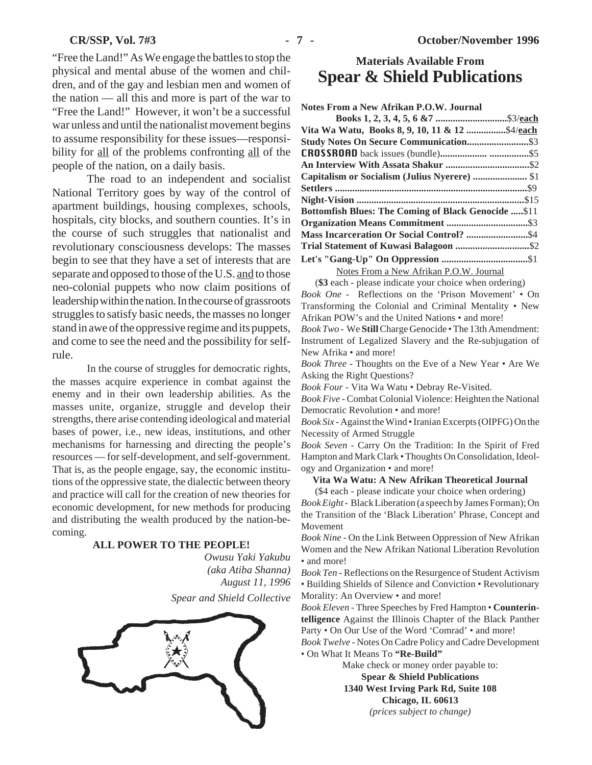"Free the Land!" As We engage the battles to stop the physical and mental abuse of the women and children, and of the gay and lesbian men and women of the nation — all this and more is part of the war to "Free the Land!" However, it won't be a successful war unless and until the nationalist movement begins to assume responsibility for these issues—responsibility for all of the problems confronting all of the people of the nation, on a daily basis.

The road to an independent and socialist National Territory goes by way of the control of apartment buildings, housing complexes, schools, hospitals, city blocks, and southern counties. It's in the course of such struggles that nationalist and revolutionary consciousness develops: The masses begin to see that they have a set of interests that are separate and opposed to those of the U.S. and to those neo-colonial puppets who now claim positions of leadership within the nation. In the course of grassroots struggles to satisfy basic needs, the masses no longer stand in awe of the oppressive regime and its puppets, and come to see the need and the possibility for self-rule.

In the course of struggles for democratic rights, the masses acquire experience in combat against the enemy and in their own leadership abilities. As the masses unite, organize, struggle and develop their strengths, there arise contending ideological and material bases of power, i.e., new ideas, institutions, and other mechanisms for harnessing and directing the people's resources — for self-development, and self-government. That is, as the people engage, say, the economic institutions of the oppressive state, the dialectic between theory and practice will call for the creation of new theories for economic development, for new methods for producing and distributing the wealth produced by the nation-becoming.

**ALL POWER TO THE PEOPLE!**

*Owusu Yaki Yakubu*
*(aka Atiba Shanna)*
*August 11, 1996*

*Spear and Shield Collective*

## Materials Available From
# Spear & Shield Publications

**Notes From a New Afrikan P.O.W. Journal**
**Books 1, 2, 3, 4, 5, 6 &7** ..................... $3/**each**
**Vita Wa Watu, Books 8, 9, 10, 11 & 12** ............ $4/**each**
**Study Notes On Secure Communication** .................. $3
**CROSSROAD** back issues (bundle) ......................... $5
**An Interview With Assata Shakur** ......................... $2
**Capitalism or Socialism (Julius Nyerere)** ................ $1
**Settlers** ........................................................ $9
**Night-Vision** .................................................. $15
**Bottomfish Blues: The Coming of Black Genocide** ..... $11
**Organization Means Commitment** ......................... $3
**Mass Incarceration Or Social Control?** .................. $4
**Trial Statement of Kuwasi Balagoon** ..................... $2
**Let's "Gang-Up" On Oppression** ............................ $1

Notes From a New Afrikan P.O.W. Journal

(**$3** each - please indicate your choice when ordering)

*Book One* - Reflections on the 'Prison Movement' • On Transforming the Colonial and Criminal Mentality • New Afrikan POW's and the United Nations • and more!

*Book Two* - We **Still** Charge Genocide • The 13th Amendment: Instrument of Legalized Slavery and the Re-subjugation of New Afrika • and more!

*Book Three* - Thoughts on the Eve of a New Year • Are We Asking the Right Questions?

*Book Four* - Vita Wa Watu • Debray Re-Visited.

*Book Five* - Combat Colonial Violence: Heighten the National Democratic Revolution • and more!

*Book Six* - Against the Wind • Iranian Excerpts (OIPFG) On the Necessity of Armed Struggle

*Book Seven* - Carry On the Tradition: In the Spirit of Fred Hampton and Mark Clark • Thoughts On Consolidation, Ideology and Organization • and more!

**Vita Wa Watu: A New Afrikan Theoretical Journal**

($4 each - please indicate your choice when ordering)

*Book Eight* - Black Liberation (a speech by James Forman); On the Transition of the 'Black Liberation' Phrase, Concept and Movement

*Book Nine* - On the Link Between Oppression of New Afrikan Women and the New Afrikan National Liberation Revolution • and more!

*Book Ten* - Reflections on the Resurgence of Student Activism • Building Shields of Silence and Conviction • Revolutionary Morality: An Overview • and more!

*Book Eleven* - Three Speeches by Fred Hampton • **Counterintelligence** Against the Illinois Chapter of the Black Panther Party • On Our Use of the Word 'Comrad' • and more!

*Book Twelve* - Notes On Cadre Policy and Cadre Development • On What It Means To **"Re-Build"**

Make check or money order payable to:
**Spear & Shield Publications**
**1340 West Irving Park Rd, Suite 108**
**Chicago, IL 60613**
*(prices subject to change)*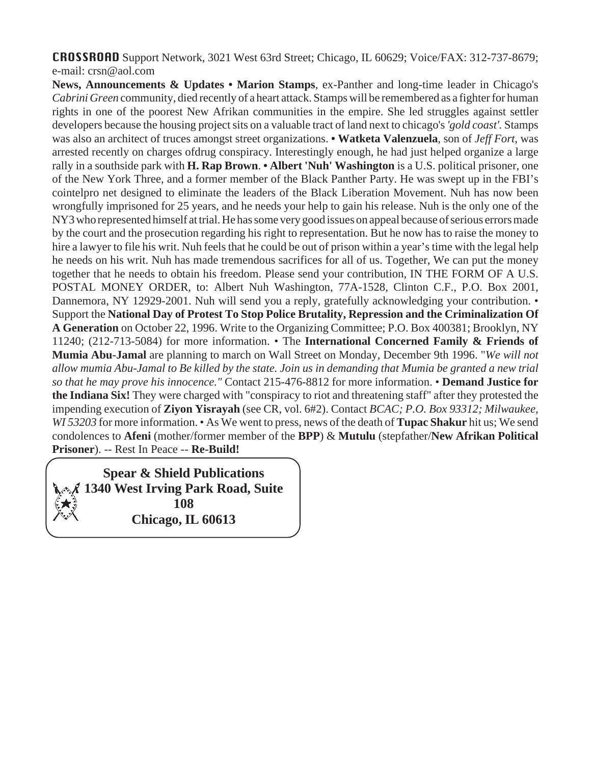**CROSSROAD** Support Network, 3021 West 63rd Street; Chicago, IL 60629; Voice/FAX: 312-737-8679; e-mail: crsn@aol.com

**News, Announcements & Updates • Marion Stamps**, ex-Panther and long-time leader in Chicago's *Cabrini Green* community, died recently of a heart attack. Stamps will be remembered as a fighter for human rights in one of the poorest New Afrikan communities in the empire. She led struggles against settler developers because the housing project sits on a valuable tract of land next to chicago's *'gold coast'.* Stamps was also an architect of truces amongst street organizations. **• Watketa Valenzuela**, son of *Jeff Fort*, was arrested recently on charges ofdrug conspiracy. Interestingly enough, he had just helped organize a large rally in a southside park with **H. Rap Brown**. **• Albert 'Nuh' Washington** is a U.S. political prisoner, one of the New York Three, and a former member of the Black Panther Party. He was swept up in the FBI's cointelpro net designed to eliminate the leaders of the Black Liberation Movement. Nuh has now been wrongfully imprisoned for 25 years, and he needs your help to gain his release. Nuh is the only one of the NY3 who represented himself at trial. He has some very good issues on appeal because of serious errors made by the court and the prosecution regarding his right to representation. But he now has to raise the money to hire a lawyer to file his writ. Nuh feels that he could be out of prison within a year's time with the legal help he needs on his writ. Nuh has made tremendous sacrifices for all of us. Together, We can put the money together that he needs to obtain his freedom. Please send your contribution, IN THE FORM OF A U.S. POSTAL MONEY ORDER, to: Albert Nuh Washington, 77A-1528, Clinton C.F., P.O. Box 2001, Dannemora, NY 12929-2001. Nuh will send you a reply, gratefully acknowledging your contribution. • Support the **National Day of Protest To Stop Police Brutality, Repression and the Criminalization Of A Generation** on October 22, 1996. Write to the Organizing Committee; P.O. Box 400381; Brooklyn, NY 11240; (212-713-5084) for more information. • The **International Concerned Family & Friends of Mumia Abu-Jamal** are planning to march on Wall Street on Monday, December 9th 1996. "*We will not allow mumia Abu-Jamal to Be killed by the state. Join us in demanding that Mumia be granted a new trial so that he may prove his innocence."* Contact 215-476-8812 for more information. • **Demand Justice for the Indiana Six!** They were charged with "conspiracy to riot and threatening staff" after they protested the impending execution of **Ziyon Yisrayah** (see CR, vol. 6#2). Contact *BCAC; P.O. Box 93312; Milwaukee, WI 53203* for more information. • As We went to press, news of the death of **Tupac Shakur** hit us; We send condolences to **Afeni** (mother/former member of the **BPP**) & **Mutulu** (stepfather/**New Afrikan Political Prisoner**). -- Rest In Peace -- **Re-Build!**

**Spear & Shield Publications**
**1340 West Irving Park Road, Suite 108**
**Chicago, IL 60613**